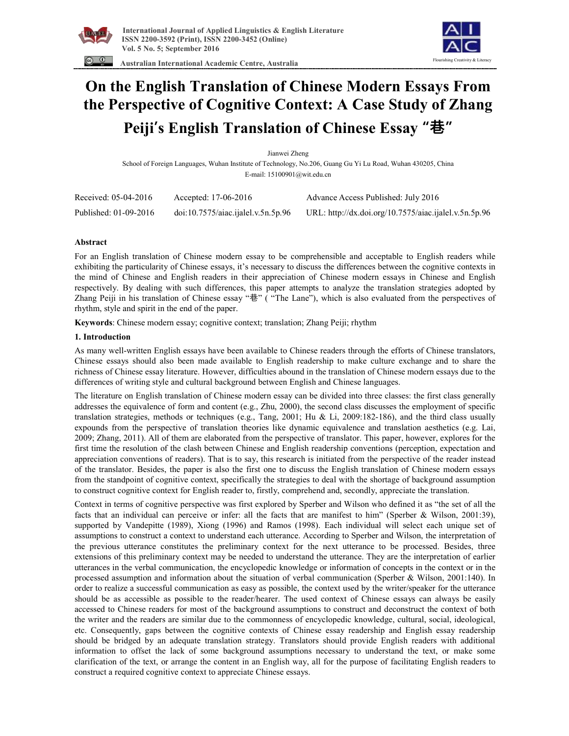# On the English Translation of Chinese Modern Essays From the Perspective of Cognitive Context: A Case Study of Zhang Peiji's English Translation of Chinese Essay "巷"

Jianwei Zheng

School of Foreign Languages, Wuhan Institute of Technology, No.206, Guang Gu Yi Lu Road, Wuhan 430205, China

E-mail: 15100901@wit.edu.cn

| Received: 05-04-2016 | Accepted: 17-06-2016 | Advance Access Published: July 2016 |
|---|---|---|
| Published: 01-09-2016 | doi:10.7575/aiac.ijalel.v.5n.5p.96 | URL: http://dx.doi.org/10.7575/aiac.ijalel.v.5n.5p.96 |

## Abstract

For an English translation of Chinese modern essay to be comprehensible and acceptable to English readers while exhibiting the particularity of Chinese essays, it's necessary to discuss the differences between the cognitive contexts in the mind of Chinese and English readers in their appreciation of Chinese modern essays in Chinese and English respectively. By dealing with such differences, this paper attempts to analyze the translation strategies adopted by Zhang Peiji in his translation of Chinese essay "巷" ( "The Lane"), which is also evaluated from the perspectives of rhythm, style and spirit in the end of the paper.

**Keywords**: Chinese modern essay; cognitive context; translation; Zhang Peiji; rhythm

## 1. Introduction

As many well-written English essays have been available to Chinese readers through the efforts of Chinese translators, Chinese essays should also been made available to English readership to make culture exchange and to share the richness of Chinese essay literature. However, difficulties abound in the translation of Chinese modern essays due to the differences of writing style and cultural background between English and Chinese languages.

The literature on English translation of Chinese modern essay can be divided into three classes: the first class generally addresses the equivalence of form and content (e.g., Zhu, 2000), the second class discusses the employment of specific translation strategies, methods or techniques (e.g., Tang, 2001; Hu & Li, 2009:182-186), and the third class usually expounds from the perspective of translation theories like dynamic equivalence and translation aesthetics (e.g. Lai, 2009; Zhang, 2011). All of them are elaborated from the perspective of translator. This paper, however, explores for the first time the resolution of the clash between Chinese and English readership conventions (perception, expectation and appreciation conventions of readers). That is to say, this research is initiated from the perspective of the reader instead of the translator. Besides, the paper is also the first one to discuss the English translation of Chinese modern essays from the standpoint of cognitive context, specifically the strategies to deal with the shortage of background assumption to construct cognitive context for English reader to, firstly, comprehend and, secondly, appreciate the translation.

Context in terms of cognitive perspective was first explored by Sperber and Wilson who defined it as "the set of all the facts that an individual can perceive or infer: all the facts that are manifest to him" (Sperber & Wilson, 2001:39), supported by Vandepitte (1989), Xiong (1996) and Ramos (1998). Each individual will select each unique set of assumptions to construct a context to understand each utterance. According to Sperber and Wilson, the interpretation of the previous utterance constitutes the preliminary context for the next utterance to be processed. Besides, three extensions of this preliminary context may be needed to understand the utterance. They are the interpretation of earlier utterances in the verbal communication, the encyclopedic knowledge or information of concepts in the context or in the processed assumption and information about the situation of verbal communication (Sperber & Wilson, 2001:140). In order to realize a successful communication as easy as possible, the context used by the writer/speaker for the utterance should be as accessible as possible to the reader/hearer. The used context of Chinese essays can always be easily accessed to Chinese readers for most of the background assumptions to construct and deconstruct the context of both the writer and the readers are similar due to the commonness of encyclopedic knowledge, cultural, social, ideological, etc. Consequently, gaps between the cognitive contexts of Chinese essay readership and English essay readership should be bridged by an adequate translation strategy. Translators should provide English readers with additional information to offset the lack of some background assumptions necessary to understand the text, or make some clarification of the text, or arrange the content in an English way, all for the purpose of facilitating English readers to construct a required cognitive context to appreciate Chinese essays.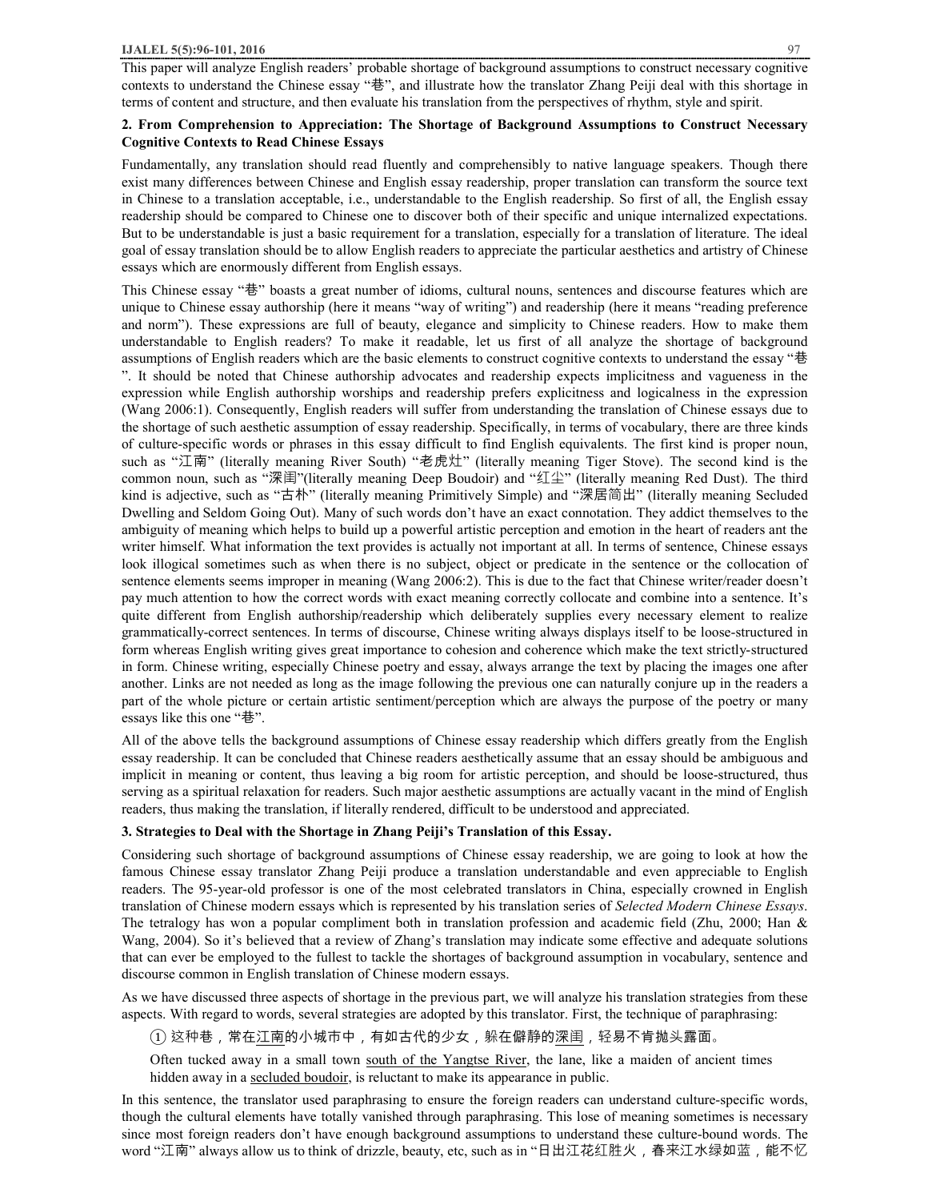This paper will analyze English readers' probable shortage of background assumptions to construct necessary cognitive contexts to understand the Chinese essay "巷", and illustrate how the translator Zhang Peiji deal with this shortage in terms of content and structure, and then evaluate his translation from the perspectives of rhythm, style and spirit.

## 2. From Comprehension to Appreciation: The Shortage of Background Assumptions to Construct Necessary Cognitive Contexts to Read Chinese Essays

Fundamentally, any translation should read fluently and comprehensibly to native language speakers. Though there exist many differences between Chinese and English essay readership, proper translation can transform the source text in Chinese to a translation acceptable, i.e., understandable to the English readership. So first of all, the English essay readership should be compared to Chinese one to discover both of their specific and unique internalized expectations. But to be understandable is just a basic requirement for a translation, especially for a translation of literature. The ideal goal of essay translation should be to allow English readers to appreciate the particular aesthetics and artistry of Chinese essays which are enormously different from English essays.

This Chinese essay "巷" boasts a great number of idioms, cultural nouns, sentences and discourse features which are unique to Chinese essay authorship (here it means "way of writing") and readership (here it means "reading preference and norm"). These expressions are full of beauty, elegance and simplicity to Chinese readers. How to make them understandable to English readers? To make it readable, let us first of all analyze the shortage of background assumptions of English readers which are the basic elements to construct cognitive contexts to understand the essay "巷". It should be noted that Chinese authorship advocates and readership expects implicitness and vagueness in the expression while English authorship worships and readership prefers explicitness and logicalness in the expression (Wang 2006:1). Consequently, English readers will suffer from understanding the translation of Chinese essays due to the shortage of such aesthetic assumption of essay readership. Specifically, in terms of vocabulary, there are three kinds of culture-specific words or phrases in this essay difficult to find English equivalents. The first kind is proper noun, such as "江南" (literally meaning River South) "老虎灶" (literally meaning Tiger Stove). The second kind is the common noun, such as "深闺"(literally meaning Deep Boudoir) and "红尘" (literally meaning Red Dust). The third kind is adjective, such as "古朴" (literally meaning Primitively Simple) and "深居简出" (literally meaning Secluded Dwelling and Seldom Going Out). Many of such words don't have an exact connotation. They addict themselves to the ambiguity of meaning which helps to build up a powerful artistic perception and emotion in the heart of readers ant the writer himself. What information the text provides is actually not important at all. In terms of sentence, Chinese essays look illogical sometimes such as when there is no subject, object or predicate in the sentence or the collocation of sentence elements seems improper in meaning (Wang 2006:2). This is due to the fact that Chinese writer/reader doesn't pay much attention to how the correct words with exact meaning correctly collocate and combine into a sentence. It's quite different from English authorship/readership which deliberately supplies every necessary element to realize grammatically-correct sentences. In terms of discourse, Chinese writing always displays itself to be loose-structured in form whereas English writing gives great importance to cohesion and coherence which make the text strictly-structured in form. Chinese writing, especially Chinese poetry and essay, always arrange the text by placing the images one after another. Links are not needed as long as the image following the previous one can naturally conjure up in the readers a part of the whole picture or certain artistic sentiment/perception which are always the purpose of the poetry or many essays like this one "巷".

All of the above tells the background assumptions of Chinese essay readership which differs greatly from the English essay readership. It can be concluded that Chinese readers aesthetically assume that an essay should be ambiguous and implicit in meaning or content, thus leaving a big room for artistic perception, and should be loose-structured, thus serving as a spiritual relaxation for readers. Such major aesthetic assumptions are actually vacant in the mind of English readers, thus making the translation, if literally rendered, difficult to be understood and appreciated.

## 3. Strategies to Deal with the Shortage in Zhang Peiji's Translation of this Essay.

Considering such shortage of background assumptions of Chinese essay readership, we are going to look at how the famous Chinese essay translator Zhang Peiji produce a translation understandable and even appreciable to English readers. The 95-year-old professor is one of the most celebrated translators in China, especially crowned in English translation of Chinese modern essays which is represented by his translation series of *Selected Modern Chinese Essays*. The tetralogy has won a popular compliment both in translation profession and academic field (Zhu, 2000; Han & Wang, 2004). So it's believed that a review of Zhang's translation may indicate some effective and adequate solutions that can ever be employed to the fullest to tackle the shortages of background assumption in vocabulary, sentence and discourse common in English translation of Chinese modern essays.

As we have discussed three aspects of shortage in the previous part, we will analyze his translation strategies from these aspects. With regard to words, several strategies are adopted by this translator. First, the technique of paraphrasing:

> ① 这种巷，常在<u>江南</u>的小城市中，有如古代的少女，躲在僻静的<u>深闺</u>，轻易不肯抛头露面。
>
> Often tucked away in a small town <u>south of the Yangtse River</u>, the lane, like a maiden of ancient times hidden away in a <u>secluded boudoir</u>, is reluctant to make its appearance in public.

In this sentence, the translator used paraphrasing to ensure the foreign readers can understand culture-specific words, though the cultural elements have totally vanished through paraphrasing. This lose of meaning sometimes is necessary since most foreign readers don't have enough background assumptions to understand these culture-bound words. The word "江南" always allow us to think of drizzle, beauty, etc, such as in "日出江花红胜火，春来江水绿如蓝，能不忆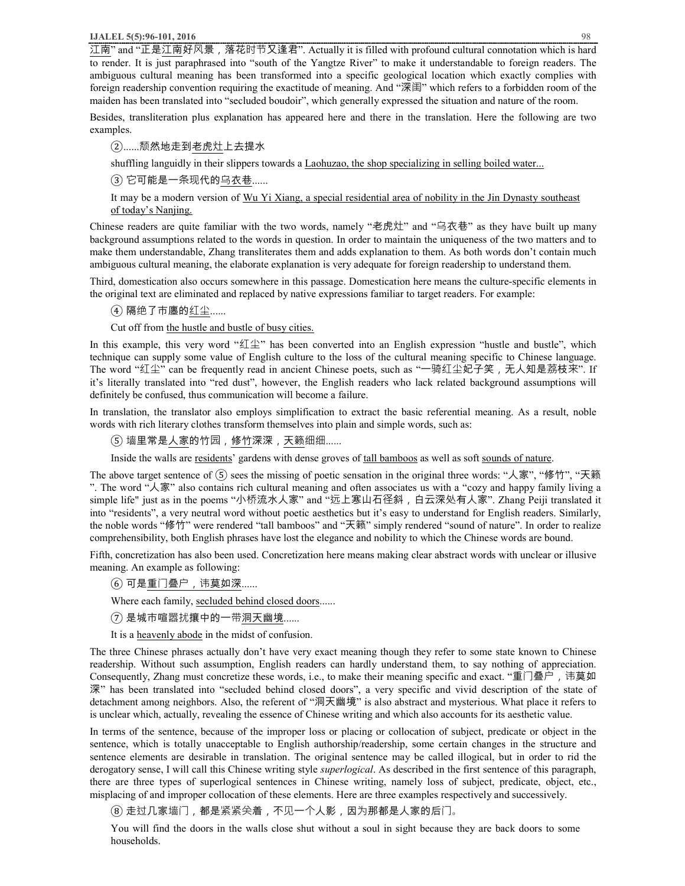江南" and "正是江南好风景，落花时节又逢君". Actually it is filled with profound cultural connotation which is hard to render. It is just paraphrased into "south of the Yangtze River" to make it understandable to foreign readers. The ambiguous cultural meaning has been transformed into a specific geological location which exactly complies with foreign readership convention requiring the exactitude of meaning. And "深闺" which refers to a forbidden room of the maiden has been translated into "secluded boudoir", which generally expressed the situation and nature of the room.

Besides, transliteration plus explanation has appeared here and there in the translation. Here the following are two examples.

② ......颓然地走到老虎灶上去提水

shuffling languidly in their slippers towards a Laohuzao, the shop specializing in selling boiled water...

③ 它可能是一条现代的乌衣巷......

It may be a modern version of Wu Yi Xiang, a special residential area of nobility in the Jin Dynasty southeast of today's Nanjing.

Chinese readers are quite familiar with the two words, namely "老虎灶" and "乌衣巷" as they have built up many background assumptions related to the words in question. In order to maintain the uniqueness of the two matters and to make them understandable, Zhang transliterates them and adds explanation to them. As both words don't contain much ambiguous cultural meaning, the elaborate explanation is very adequate for foreign readership to understand them.

Third, domestication also occurs somewhere in this passage. Domestication here means the culture-specific elements in the original text are eliminated and replaced by native expressions familiar to target readers. For example:

④ 隔绝了市廛的红尘......

Cut off from the hustle and bustle of busy cities.

In this example, this very word "红尘" has been converted into an English expression "hustle and bustle", which technique can supply some value of English culture to the loss of the cultural meaning specific to Chinese language. The word "红尘" can be frequently read in ancient Chinese poets, such as "一骑红尘妃子笑，无人知是荔枝来". If it's literally translated into "red dust", however, the English readers who lack related background assumptions will definitely be confused, thus communication will become a failure.

In translation, the translator also employs simplification to extract the basic referential meaning. As a result, noble words with rich literary clothes transform themselves into plain and simple words, such as:

⑤ 墙里常是人家的竹园，修竹深深，天籁细细......

Inside the walls are residents' gardens with dense groves of tall bamboos as well as soft sounds of nature.

The above target sentence of ⑤ sees the missing of poetic sensation in the original three words: "人家", "修竹", "天籁". The word "人家" also contains rich cultural meaning and often associates us with a "cozy and happy family living a simple life" just as in the poems "小桥流水人家" and "远上寒山石径斜，白云深处有人家". Zhang Peiji translated it into "residents", a very neutral word without poetic aesthetics but it's easy to understand for English readers. Similarly, the noble words "修竹" were rendered "tall bamboos" and "天籁" simply rendered "sound of nature". In order to realize comprehensibility, both English phrases have lost the elegance and nobility to which the Chinese words are bound.

Fifth, concretization has also been used. Concretization here means making clear abstract words with unclear or illusive meaning. An example as following:

⑥ 可是重门叠户，讳莫如深......

Where each family, secluded behind closed doors......

⑦ 是城市喧嚣扰攘中的一带洞天幽境......

It is a heavenly abode in the midst of confusion.

The three Chinese phrases actually don't have very exact meaning though they refer to some state known to Chinese readership. Without such assumption, English readers can hardly understand them, to say nothing of appreciation. Consequently, Zhang must concretize these words, i.e., to make their meaning specific and exact. "重门叠户，讳莫如深" has been translated into "secluded behind closed doors", a very specific and vivid description of the state of detachment among neighbors. Also, the referent of "洞天幽境" is also abstract and mysterious. What place it refers to is unclear which, actually, revealing the essence of Chinese writing and which also accounts for its aesthetic value.

In terms of the sentence, because of the improper loss or placing or collocation of subject, predicate or object in the sentence, which is totally unacceptable to English authorship/readership, some certain changes in the structure and sentence elements are desirable in translation. The original sentence may be called illogical, but in order to rid the derogatory sense, I will call this Chinese writing style *superlogical*. As described in the first sentence of this paragraph, there are three types of superlogical sentences in Chinese writing, namely loss of subject, predicate, object, etc., misplacing of and improper collocation of these elements. Here are three examples respectively and successively.

⑧ 走过几家墙门，都是紧紧关着，不见一个人影，因为那都是人家的后门。

You will find the doors in the walls close shut without a soul in sight because they are back doors to some households.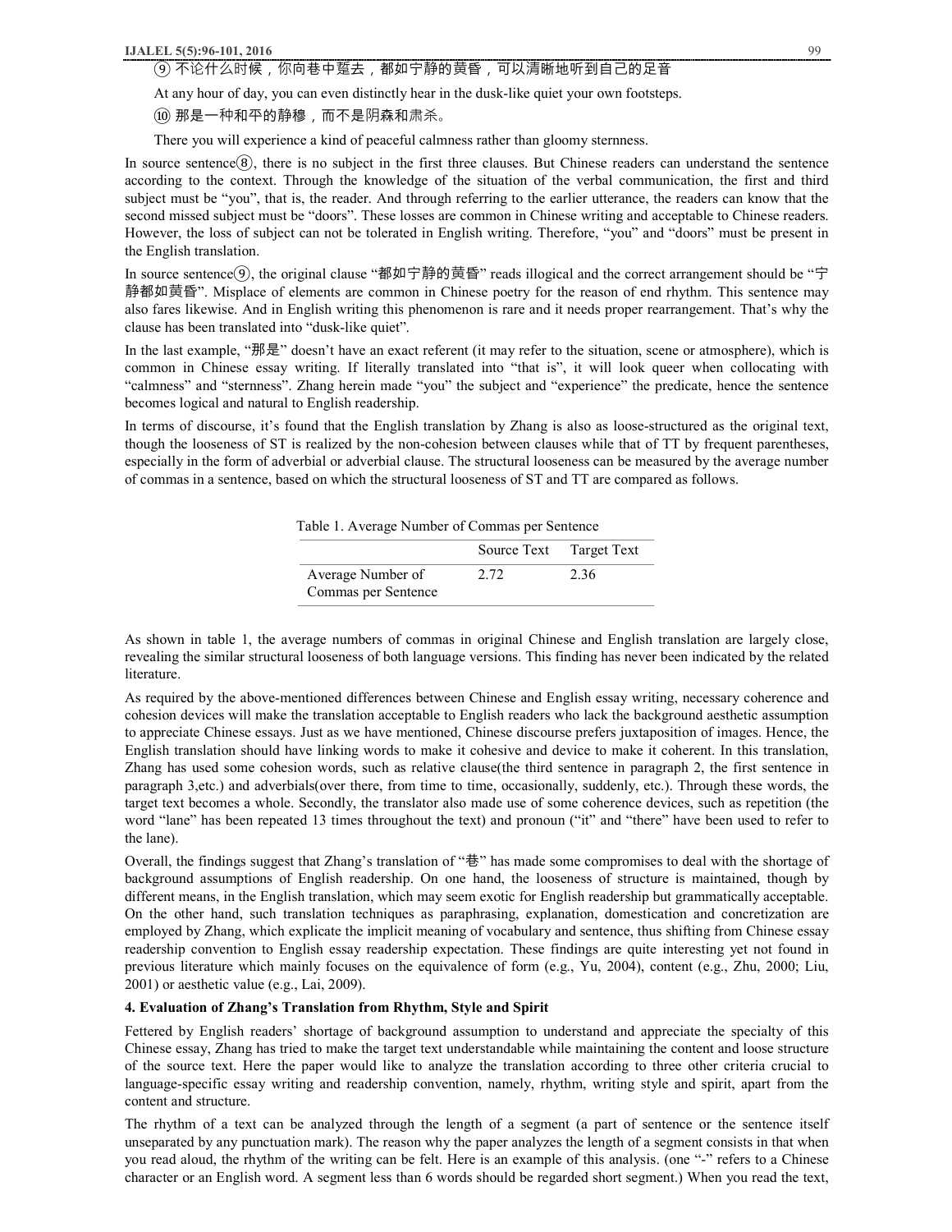⑨ 不论什么时候，你向巷中踅去，都如宁静的黄昏，可以清晰地听到自己的足音

At any hour of day, you can even distinctly hear in the dusk-like quiet your own footsteps.

⑩ 那是一种和平的静穆，而不是阴森和肃杀。

There you will experience a kind of peaceful calmness rather than gloomy sternness.

In source sentence⑧, there is no subject in the first three clauses. But Chinese readers can understand the sentence according to the context. Through the knowledge of the situation of the verbal communication, the first and third subject must be "you", that is, the reader. And through referring to the earlier utterance, the readers can know that the second missed subject must be "doors". These losses are common in Chinese writing and acceptable to Chinese readers. However, the loss of subject can not be tolerated in English writing. Therefore, "you" and "doors" must be present in the English translation.

In source sentence⑨, the original clause "都如宁静的黄昏" reads illogical and the correct arrangement should be "宁静都如黄昏". Misplace of elements are common in Chinese poetry for the reason of end rhythm. This sentence may also fares likewise. And in English writing this phenomenon is rare and it needs proper rearrangement. That's why the clause has been translated into "dusk-like quiet".

In the last example, "那是" doesn't have an exact referent (it may refer to the situation, scene or atmosphere), which is common in Chinese essay writing. If literally translated into "that is", it will look queer when collocating with "calmness" and "sternness". Zhang herein made "you" the subject and "experience" the predicate, hence the sentence becomes logical and natural to English readership.

In terms of discourse, it's found that the English translation by Zhang is also as loose-structured as the original text, though the looseness of ST is realized by the non-cohesion between clauses while that of TT by frequent parentheses, especially in the form of adverbial or adverbial clause. The structural looseness can be measured by the average number of commas in a sentence, based on which the structural looseness of ST and TT are compared as follows.

Table 1. Average Number of Commas per Sentence

| | Source Text | Target Text |
|---|---|---|
| Average Number of Commas per Sentence | 2.72 | 2.36 |

As shown in table 1, the average numbers of commas in original Chinese and English translation are largely close, revealing the similar structural looseness of both language versions. This finding has never been indicated by the related literature.

As required by the above-mentioned differences between Chinese and English essay writing, necessary coherence and cohesion devices will make the translation acceptable to English readers who lack the background aesthetic assumption to appreciate Chinese essays. Just as we have mentioned, Chinese discourse prefers juxtaposition of images. Hence, the English translation should have linking words to make it cohesive and device to make it coherent. In this translation, Zhang has used some cohesion words, such as relative clause(the third sentence in paragraph 2, the first sentence in paragraph 3,etc.) and adverbials(over there, from time to time, occasionally, suddenly, etc.). Through these words, the target text becomes a whole. Secondly, the translator also made use of some coherence devices, such as repetition (the word "lane" has been repeated 13 times throughout the text) and pronoun ("it" and "there" have been used to refer to the lane).

Overall, the findings suggest that Zhang's translation of "巷" has made some compromises to deal with the shortage of background assumptions of English readership. On one hand, the looseness of structure is maintained, though by different means, in the English translation, which may seem exotic for English readership but grammatically acceptable. On the other hand, such translation techniques as paraphrasing, explanation, domestication and concretization are employed by Zhang, which explicate the implicit meaning of vocabulary and sentence, thus shifting from Chinese essay readership convention to English essay readership expectation. These findings are quite interesting yet not found in previous literature which mainly focuses on the equivalence of form (e.g., Yu, 2004), content (e.g., Zhu, 2000; Liu, 2001) or aesthetic value (e.g., Lai, 2009).

#### 4. Evaluation of Zhang's Translation from Rhythm, Style and Spirit

Fettered by English readers' shortage of background assumption to understand and appreciate the specialty of this Chinese essay, Zhang has tried to make the target text understandable while maintaining the content and loose structure of the source text. Here the paper would like to analyze the translation according to three other criteria crucial to language-specific essay writing and readership convention, namely, rhythm, writing style and spirit, apart from the content and structure.

The rhythm of a text can be analyzed through the length of a segment (a part of sentence or the sentence itself unseparated by any punctuation mark). The reason why the paper analyzes the length of a segment consists in that when you read aloud, the rhythm of the writing can be felt. Here is an example of this analysis. (one "-" refers to a Chinese character or an English word. A segment less than 6 words should be regarded short segment.) When you read the text,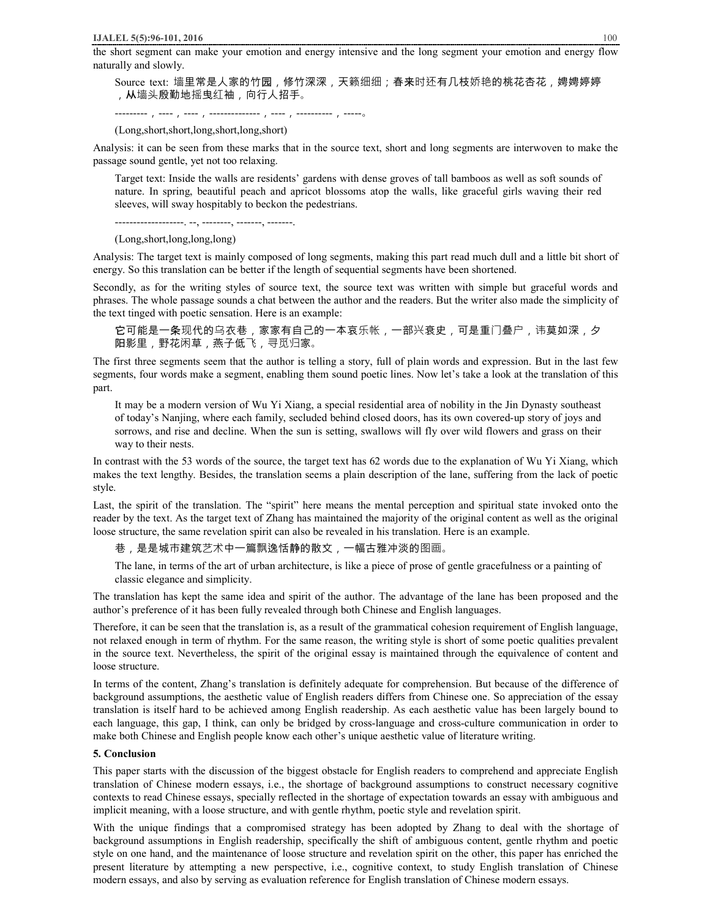the short segment can make your emotion and energy intensive and the long segment your emotion and energy flow naturally and slowly.

> Source text: 墙里常是人家的竹园，修竹深深，天籁细细；春来时还有几枝娇艳的桃花杏花，娉娉婷婷，从墙头殷勤地摇曳红袖，向行人招手。
>
> ---------，----，----，--------------，----，----------，-----。
>
> (Long,short,short,long,short,long,short)

Analysis: it can be seen from these marks that in the source text, short and long segments are interwoven to make the passage sound gentle, yet not too relaxing.

> Target text: Inside the walls are residents' gardens with dense groves of tall bamboos as well as soft sounds of nature. In spring, beautiful peach and apricot blossoms atop the walls, like graceful girls waving their red sleeves, will sway hospitably to beckon the pedestrians.
>
> -------------------. --, --------, -------, -------.
>
> (Long,short,long,long,long)

Analysis: The target text is mainly composed of long segments, making this part read much dull and a little bit short of energy. So this translation can be better if the length of sequential segments have been shortened.

Secondly, as for the writing styles of source text, the source text was written with simple but graceful words and phrases. The whole passage sounds a chat between the author and the readers. But the writer also made the simplicity of the text tinged with poetic sensation. Here is an example:

> 它可能是一条现代的乌衣巷，家家有自己的一本哀乐帐，一部兴衰史，可是重门叠户，讳莫如深，夕阳影里，野花闲草，燕子低飞，寻觅归家。

The first three segments seem that the author is telling a story, full of plain words and expression. But in the last few segments, four words make a segment, enabling them sound poetic lines. Now let's take a look at the translation of this part.

> It may be a modern version of Wu Yi Xiang, a special residential area of nobility in the Jin Dynasty southeast of today's Nanjing, where each family, secluded behind closed doors, has its own covered-up story of joys and sorrows, and rise and decline. When the sun is setting, swallows will fly over wild flowers and grass on their way to their nests.

In contrast with the 53 words of the source, the target text has 62 words due to the explanation of Wu Yi Xiang, which makes the text lengthy. Besides, the translation seems a plain description of the lane, suffering from the lack of poetic style.

Last, the spirit of the translation. The "spirit" here means the mental perception and spiritual state invoked onto the reader by the text. As the target text of Zhang has maintained the majority of the original content as well as the original loose structure, the same revelation spirit can also be revealed in his translation. Here is an example.

> 巷，是是城市建筑艺术中一篇飘逸恬静的散文，一幅古雅冲淡的图画。
>
> The lane, in terms of the art of urban architecture, is like a piece of prose of gentle gracefulness or a painting of classic elegance and simplicity.

The translation has kept the same idea and spirit of the author. The advantage of the lane has been proposed and the author's preference of it has been fully revealed through both Chinese and English languages.

Therefore, it can be seen that the translation is, as a result of the grammatical cohesion requirement of English language, not relaxed enough in term of rhythm. For the same reason, the writing style is short of some poetic qualities prevalent in the source text. Nevertheless, the spirit of the original essay is maintained through the equivalence of content and loose structure.

In terms of the content, Zhang's translation is definitely adequate for comprehension. But because of the difference of background assumptions, the aesthetic value of English readers differs from Chinese one. So appreciation of the essay translation is itself hard to be achieved among English readership. As each aesthetic value has been largely bound to each language, this gap, I think, can only be bridged by cross-language and cross-culture communication in order to make both Chinese and English people know each other's unique aesthetic value of literature writing.

## 5. Conclusion

This paper starts with the discussion of the biggest obstacle for English readers to comprehend and appreciate English translation of Chinese modern essays, i.e., the shortage of background assumptions to construct necessary cognitive contexts to read Chinese essays, specially reflected in the shortage of expectation towards an essay with ambiguous and implicit meaning, with a loose structure, and with gentle rhythm, poetic style and revelation spirit.

With the unique findings that a compromised strategy has been adopted by Zhang to deal with the shortage of background assumptions in English readership, specifically the shift of ambiguous content, gentle rhythm and poetic style on one hand, and the maintenance of loose structure and revelation spirit on the other, this paper has enriched the present literature by attempting a new perspective, i.e., cognitive context, to study English translation of Chinese modern essays, and also by serving as evaluation reference for English translation of Chinese modern essays.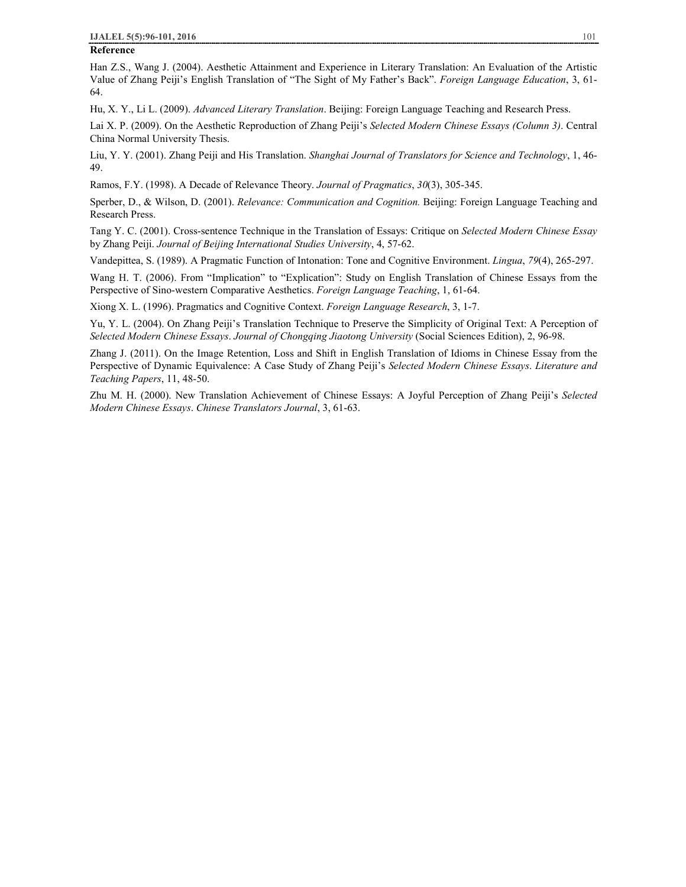## Reference

Han Z.S., Wang J. (2004). Aesthetic Attainment and Experience in Literary Translation: An Evaluation of the Artistic Value of Zhang Peiji's English Translation of "The Sight of My Father's Back". *Foreign Language Education*, 3, 61-64.

Hu, X. Y., Li L. (2009). *Advanced Literary Translation*. Beijing: Foreign Language Teaching and Research Press.

Lai X. P. (2009). On the Aesthetic Reproduction of Zhang Peiji's *Selected Modern Chinese Essays (Column 3)*. Central China Normal University Thesis.

Liu, Y. Y. (2001). Zhang Peiji and His Translation. *Shanghai Journal of Translators for Science and Technology*, 1, 46-49.

Ramos, F.Y. (1998). A Decade of Relevance Theory. *Journal of Pragmatics*, *30*(3), 305-345.

Sperber, D., & Wilson, D. (2001). *Relevance: Communication and Cognition.* Beijing: Foreign Language Teaching and Research Press.

Tang Y. C. (2001). Cross-sentence Technique in the Translation of Essays: Critique on *Selected Modern Chinese Essay* by Zhang Peiji. *Journal of Beijing International Studies University*, 4, 57-62.

Vandepittea, S. (1989). A Pragmatic Function of Intonation: Tone and Cognitive Environment. *Lingua*, *79*(4), 265-297.

Wang H. T. (2006). From "Implication" to "Explication": Study on English Translation of Chinese Essays from the Perspective of Sino-western Comparative Aesthetics. *Foreign Language Teaching*, 1, 61-64.

Xiong X. L. (1996). Pragmatics and Cognitive Context. *Foreign Language Research*, 3, 1-7.

Yu, Y. L. (2004). On Zhang Peiji's Translation Technique to Preserve the Simplicity of Original Text: A Perception of *Selected Modern Chinese Essays*. *Journal of Chongqing Jiaotong University* (Social Sciences Edition), 2, 96-98.

Zhang J. (2011). On the Image Retention, Loss and Shift in English Translation of Idioms in Chinese Essay from the Perspective of Dynamic Equivalence: A Case Study of Zhang Peiji's *Selected Modern Chinese Essays*. *Literature and Teaching Papers*, 11, 48-50.

Zhu M. H. (2000). New Translation Achievement of Chinese Essays: A Joyful Perception of Zhang Peiji's *Selected Modern Chinese Essays*. *Chinese Translators Journal*, 3, 61-63.